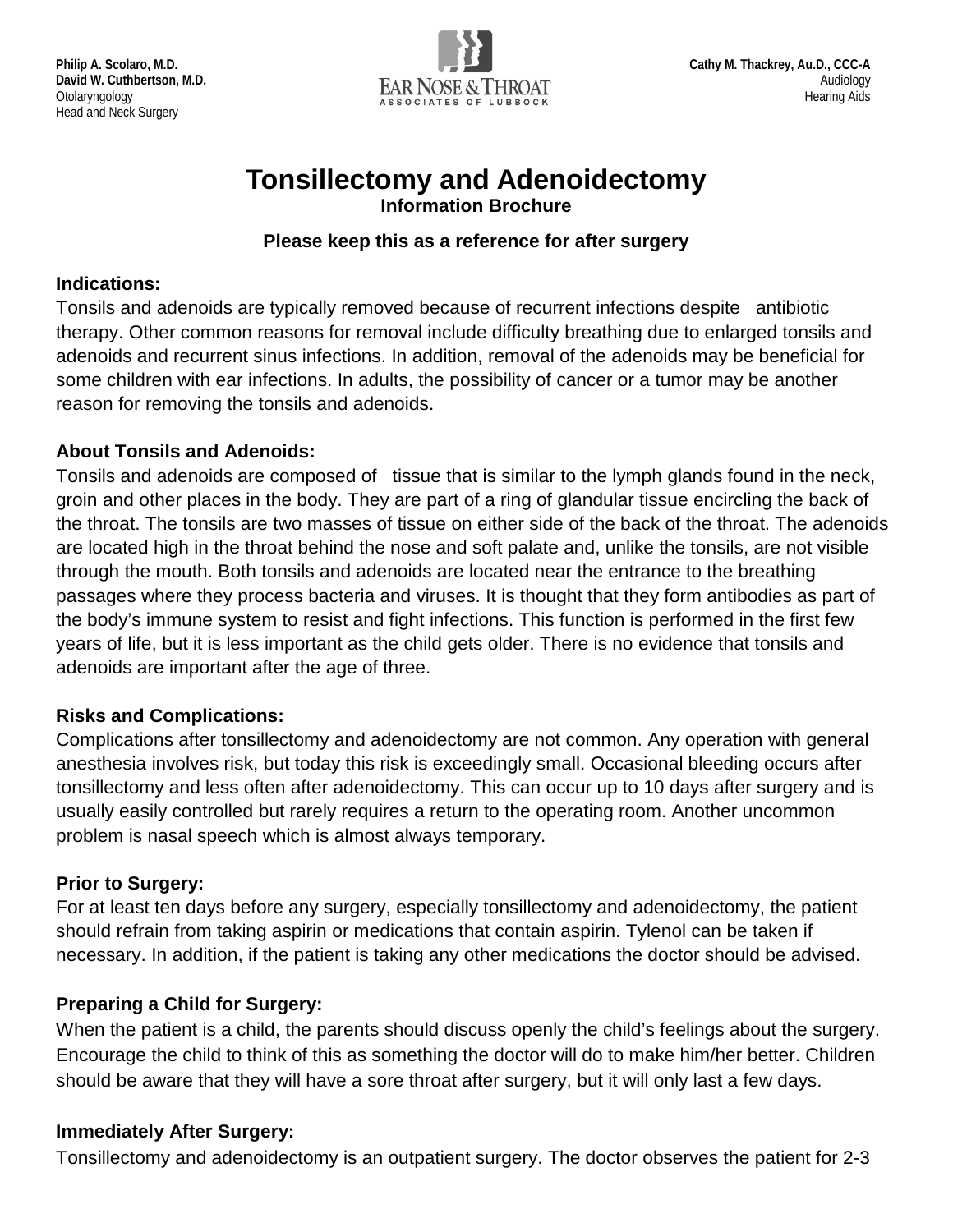**Philip A. Scolaro, M.D.**
**David W. Cuthbertson, M.D.**
Otolaryngology
Head and Neck Surgery

EAR NOSE & THROAT
ASSOCIATES OF LUBBOCK

**Cathy M. Thackrey, Au.D., CCC-A**
Audiology
Hearing Aids

# Tonsillectomy and Adenoidectomy

**Information Brochure**

**Please keep this as a reference for after surgery**

### Indications:

Tonsils and adenoids are typically removed because of recurrent infections despite antibiotic therapy. Other common reasons for removal include difficulty breathing due to enlarged tonsils and adenoids and recurrent sinus infections. In addition, removal of the adenoids may be beneficial for some children with ear infections. In adults, the possibility of cancer or a tumor may be another reason for removing the tonsils and adenoids.

### About Tonsils and Adenoids:

Tonsils and adenoids are composed of tissue that is similar to the lymph glands found in the neck, groin and other places in the body. They are part of a ring of glandular tissue encircling the back of the throat. The tonsils are two masses of tissue on either side of the back of the throat. The adenoids are located high in the throat behind the nose and soft palate and, unlike the tonsils, are not visible through the mouth. Both tonsils and adenoids are located near the entrance to the breathing passages where they process bacteria and viruses. It is thought that they form antibodies as part of the body's immune system to resist and fight infections. This function is performed in the first few years of life, but it is less important as the child gets older. There is no evidence that tonsils and adenoids are important after the age of three.

### Risks and Complications:

Complications after tonsillectomy and adenoidectomy are not common. Any operation with general anesthesia involves risk, but today this risk is exceedingly small. Occasional bleeding occurs after tonsillectomy and less often after adenoidectomy. This can occur up to 10 days after surgery and is usually easily controlled but rarely requires a return to the operating room. Another uncommon problem is nasal speech which is almost always temporary.

### Prior to Surgery:

For at least ten days before any surgery, especially tonsillectomy and adenoidectomy, the patient should refrain from taking aspirin or medications that contain aspirin. Tylenol can be taken if necessary. In addition, if the patient is taking any other medications the doctor should be advised.

### Preparing a Child for Surgery:

When the patient is a child, the parents should discuss openly the child's feelings about the surgery. Encourage the child to think of this as something the doctor will do to make him/her better. Children should be aware that they will have a sore throat after surgery, but it will only last a few days.

### Immediately After Surgery:

Tonsillectomy and adenoidectomy is an outpatient surgery. The doctor observes the patient for 2-3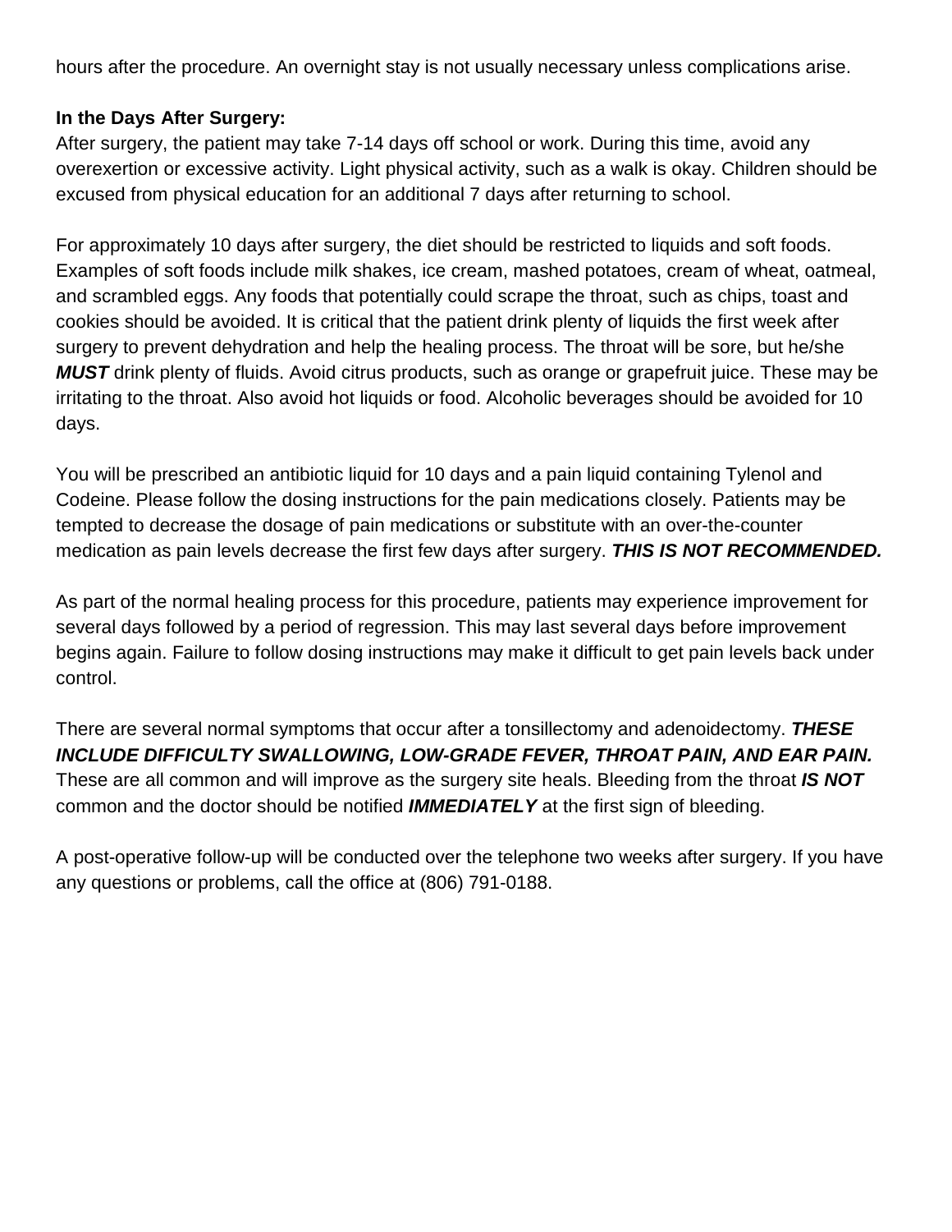hours after the procedure. An overnight stay is not usually necessary unless complications arise.

**In the Days After Surgery:**

After surgery, the patient may take 7-14 days off school or work. During this time, avoid any overexertion or excessive activity. Light physical activity, such as a walk is okay. Children should be excused from physical education for an additional 7 days after returning to school.

For approximately 10 days after surgery, the diet should be restricted to liquids and soft foods. Examples of soft foods include milk shakes, ice cream, mashed potatoes, cream of wheat, oatmeal, and scrambled eggs. Any foods that potentially could scrape the throat, such as chips, toast and cookies should be avoided. It is critical that the patient drink plenty of liquids the first week after surgery to prevent dehydration and help the healing process. The throat will be sore, but he/she ***MUST*** drink plenty of fluids. Avoid citrus products, such as orange or grapefruit juice. These may be irritating to the throat. Also avoid hot liquids or food. Alcoholic beverages should be avoided for 10 days.

You will be prescribed an antibiotic liquid for 10 days and a pain liquid containing Tylenol and Codeine. Please follow the dosing instructions for the pain medications closely. Patients may be tempted to decrease the dosage of pain medications or substitute with an over-the-counter medication as pain levels decrease the first few days after surgery. ***THIS IS NOT RECOMMENDED.***

As part of the normal healing process for this procedure, patients may experience improvement for several days followed by a period of regression. This may last several days before improvement begins again. Failure to follow dosing instructions may make it difficult to get pain levels back under control.

There are several normal symptoms that occur after a tonsillectomy and adenoidectomy. ***THESE INCLUDE DIFFICULTY SWALLOWING, LOW-GRADE FEVER, THROAT PAIN, AND EAR PAIN.*** These are all common and will improve as the surgery site heals. Bleeding from the throat ***IS NOT*** common and the doctor should be notified ***IMMEDIATELY*** at the first sign of bleeding.

A post-operative follow-up will be conducted over the telephone two weeks after surgery. If you have any questions or problems, call the office at (806) 791-0188.